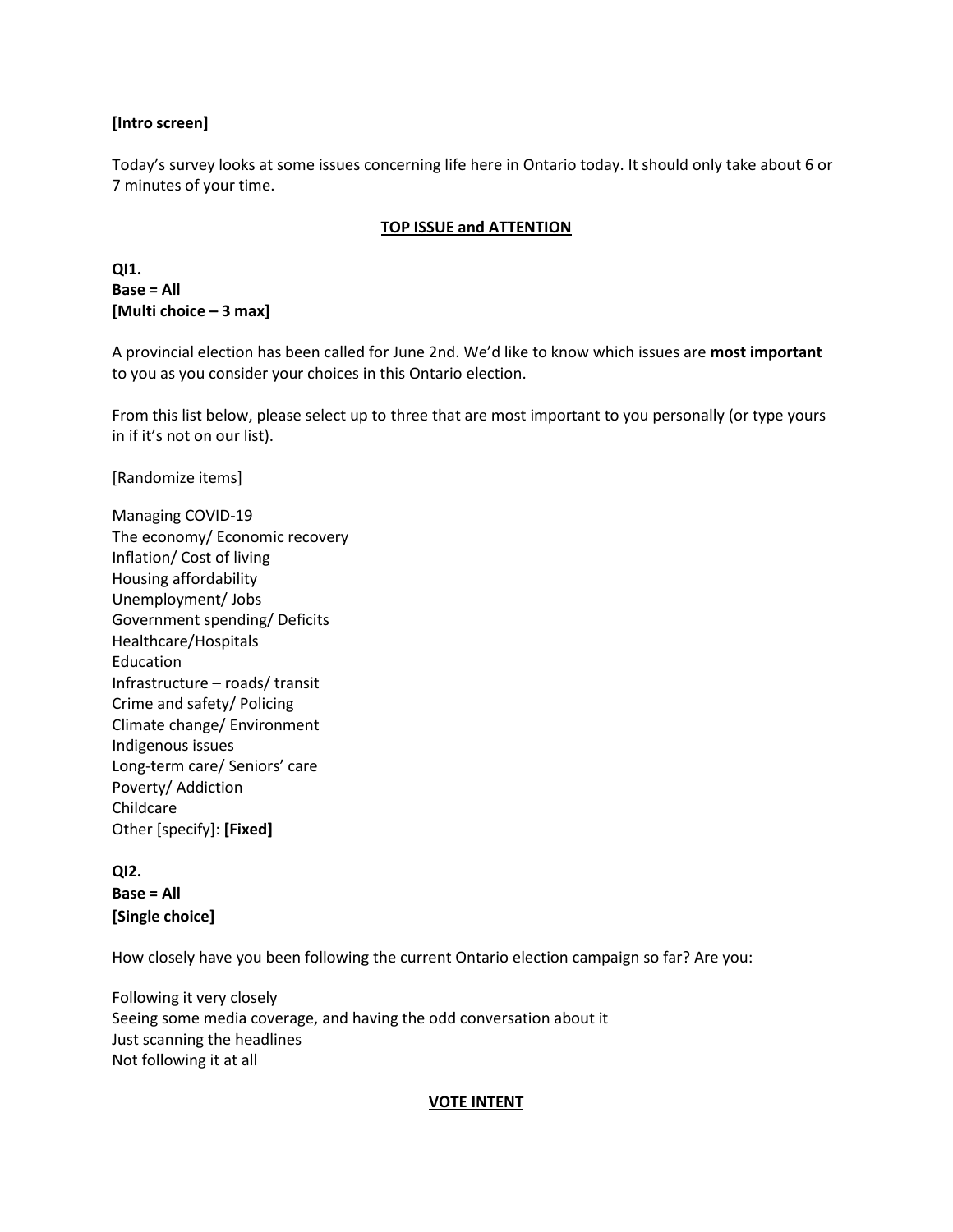**[Intro screen]**

Today's survey looks at some issues concerning life here in Ontario today. It should only take about 6 or 7 minutes of your time.

## TOP ISSUE and ATTENTION

**QI1.**
**Base = All**
**[Multi choice – 3 max]**

A provincial election has been called for June 2nd. We'd like to know which issues are **most important** to you as you consider your choices in this Ontario election.

From this list below, please select up to three that are most important to you personally (or type yours in if it's not on our list).

[Randomize items]

Managing COVID-19
The economy/ Economic recovery
Inflation/ Cost of living
Housing affordability
Unemployment/ Jobs
Government spending/ Deficits
Healthcare/Hospitals
Education
Infrastructure – roads/ transit
Crime and safety/ Policing
Climate change/ Environment
Indigenous issues
Long-term care/ Seniors' care
Poverty/ Addiction
Childcare
Other [specify]: **[Fixed]**

**QI2.**
**Base = All**
**[Single choice]**

How closely have you been following the current Ontario election campaign so far? Are you:

Following it very closely
Seeing some media coverage, and having the odd conversation about it
Just scanning the headlines
Not following it at all

## VOTE INTENT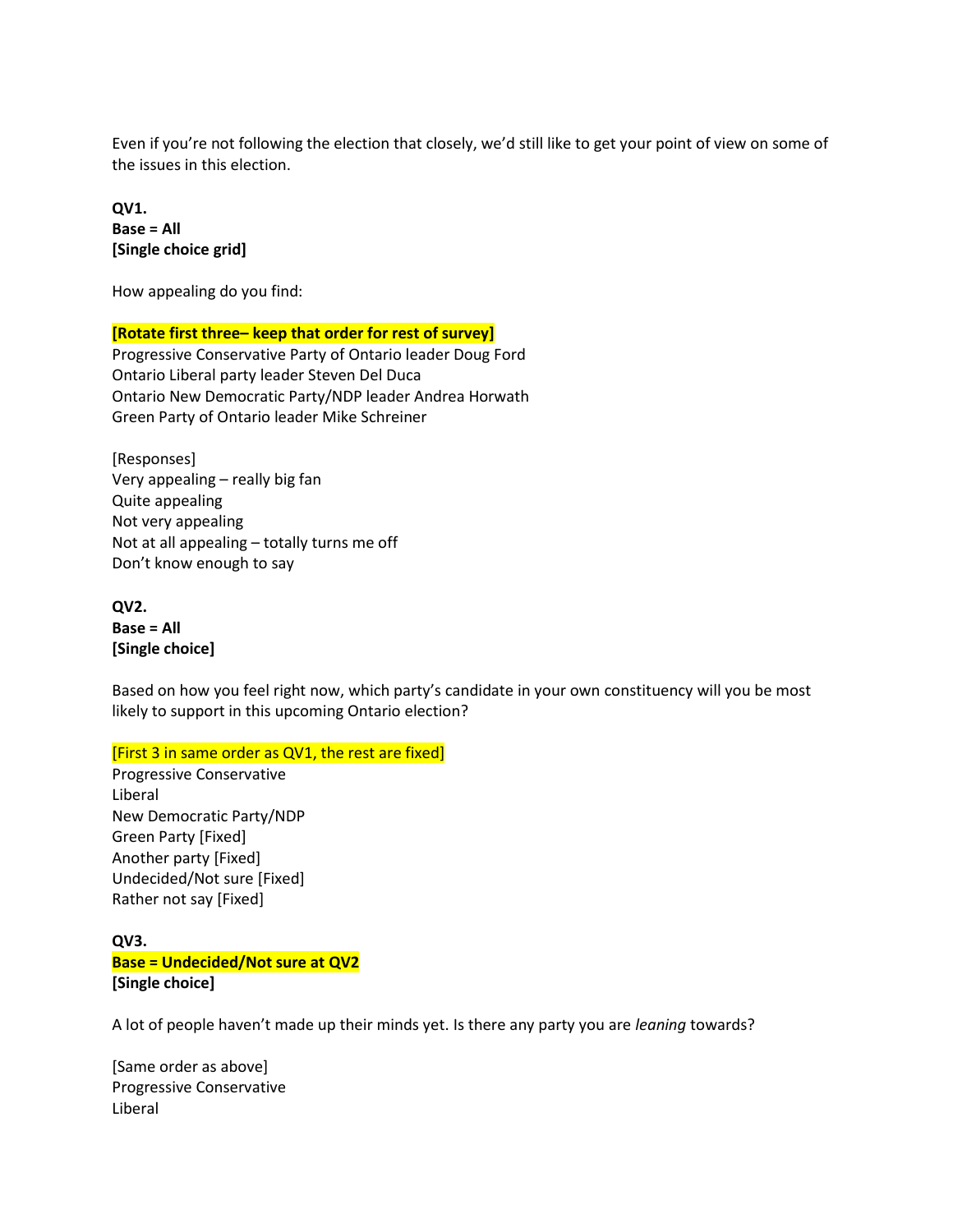Even if you're not following the election that closely, we'd still like to get your point of view on some of the issues in this election.

**QV1.**
**Base = All**
**[Single choice grid]**

How appealing do you find:

**[Rotate first three– keep that order for rest of survey]**
Progressive Conservative Party of Ontario leader Doug Ford
Ontario Liberal party leader Steven Del Duca
Ontario New Democratic Party/NDP leader Andrea Horwath
Green Party of Ontario leader Mike Schreiner

[Responses]
Very appealing – really big fan
Quite appealing
Not very appealing
Not at all appealing – totally turns me off
Don't know enough to say

**QV2.**
**Base = All**
**[Single choice]**

Based on how you feel right now, which party's candidate in your own constituency will you be most likely to support in this upcoming Ontario election?

[First 3 in same order as QV1, the rest are fixed]
Progressive Conservative
Liberal
New Democratic Party/NDP
Green Party [Fixed]
Another party [Fixed]
Undecided/Not sure [Fixed]
Rather not say [Fixed]

**QV3.**
**Base = Undecided/Not sure at QV2**
**[Single choice]**

A lot of people haven't made up their minds yet. Is there any party you are *leaning* towards?

[Same order as above]
Progressive Conservative
Liberal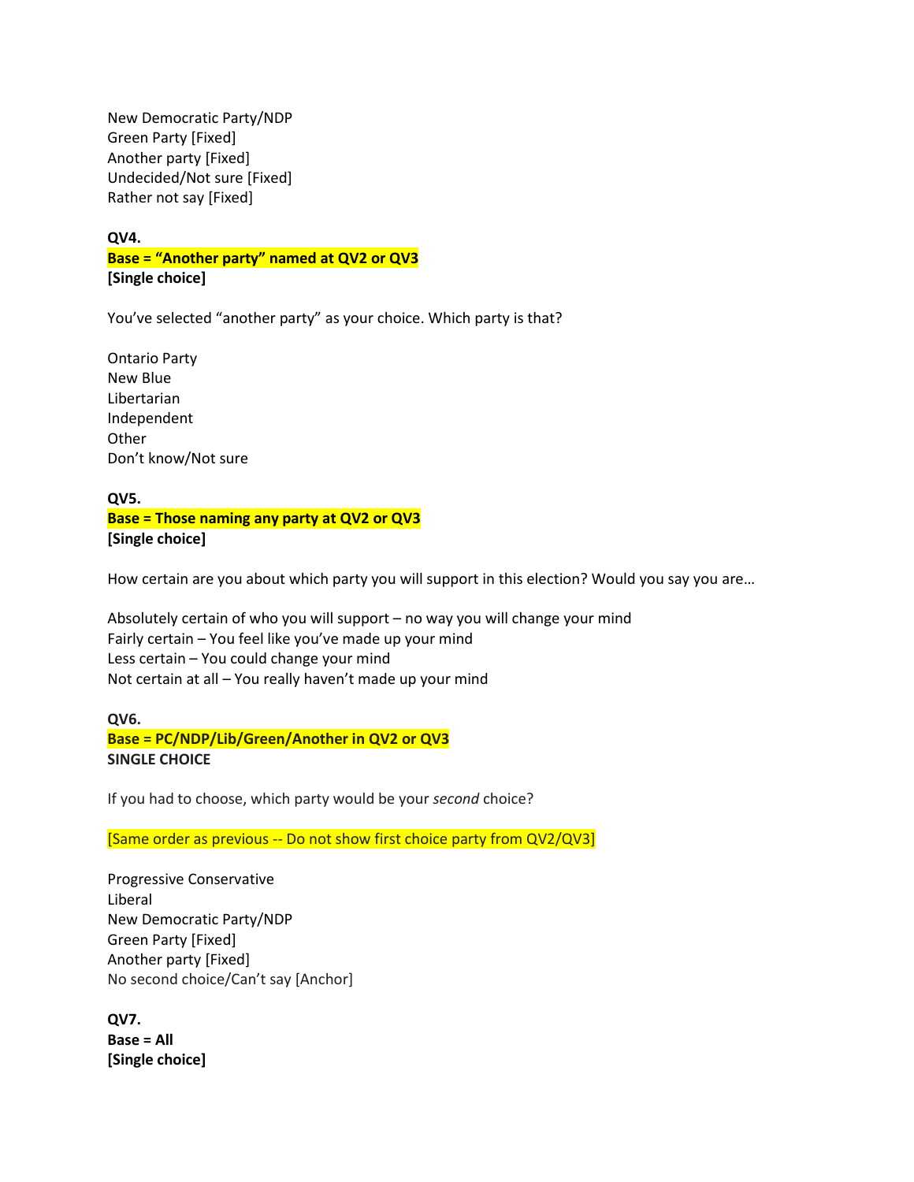New Democratic Party/NDP
Green Party [Fixed]
Another party [Fixed]
Undecided/Not sure [Fixed]
Rather not say [Fixed]

**QV4.**
**Base = “Another party” named at QV2 or QV3**
**[Single choice]**

You’ve selected “another party” as your choice. Which party is that?

Ontario Party
New Blue
Libertarian
Independent
Other
Don’t know/Not sure

**QV5.**
**Base = Those naming any party at QV2 or QV3**
**[Single choice]**

How certain are you about which party you will support in this election? Would you say you are…

Absolutely certain of who you will support – no way you will change your mind
Fairly certain – You feel like you’ve made up your mind
Less certain – You could change your mind
Not certain at all – You really haven’t made up your mind

**QV6.**
**Base = PC/NDP/Lib/Green/Another in QV2 or QV3**
**SINGLE CHOICE**

If you had to choose, which party would be your *second* choice?

[Same order as previous -- Do not show first choice party from QV2/QV3]

Progressive Conservative
Liberal
New Democratic Party/NDP
Green Party [Fixed]
Another party [Fixed]
No second choice/Can’t say [Anchor]

**QV7.**
**Base = All**
**[Single choice]**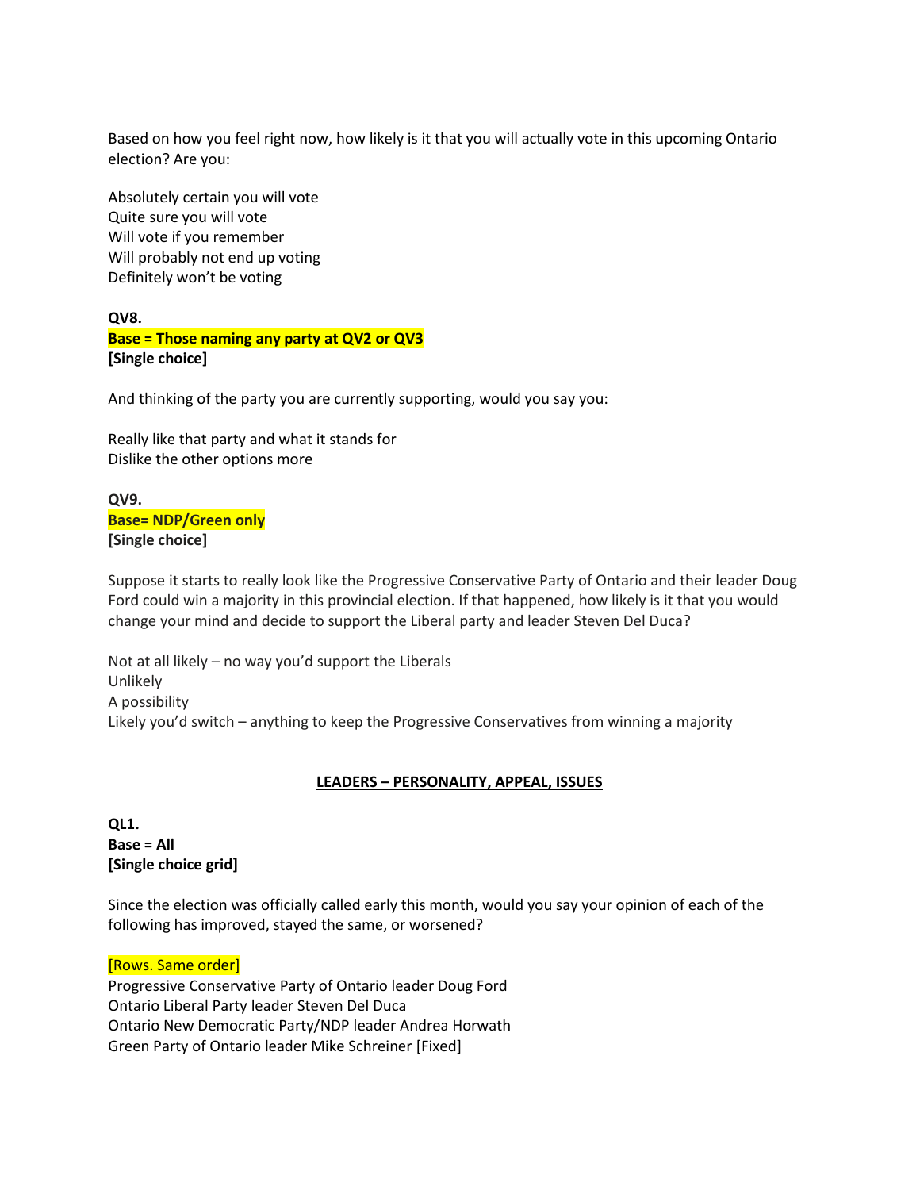Based on how you feel right now, how likely is it that you will actually vote in this upcoming Ontario election? Are you:

Absolutely certain you will vote
Quite sure you will vote
Will vote if you remember
Will probably not end up voting
Definitely won't be voting

**QV8.**
**Base = Those naming any party at QV2 or QV3**
**[Single choice]**

And thinking of the party you are currently supporting, would you say you:

Really like that party and what it stands for
Dislike the other options more

**QV9.**
**Base= NDP/Green only**
**[Single choice]**

Suppose it starts to really look like the Progressive Conservative Party of Ontario and their leader Doug Ford could win a majority in this provincial election. If that happened, how likely is it that you would change your mind and decide to support the Liberal party and leader Steven Del Duca?

Not at all likely – no way you'd support the Liberals
Unlikely
A possibility
Likely you'd switch – anything to keep the Progressive Conservatives from winning a majority

## LEADERS – PERSONALITY, APPEAL, ISSUES

**QL1.**
**Base = All**
**[Single choice grid]**

Since the election was officially called early this month, would you say your opinion of each of the following has improved, stayed the same, or worsened?

[Rows. Same order]
Progressive Conservative Party of Ontario leader Doug Ford
Ontario Liberal Party leader Steven Del Duca
Ontario New Democratic Party/NDP leader Andrea Horwath
Green Party of Ontario leader Mike Schreiner [Fixed]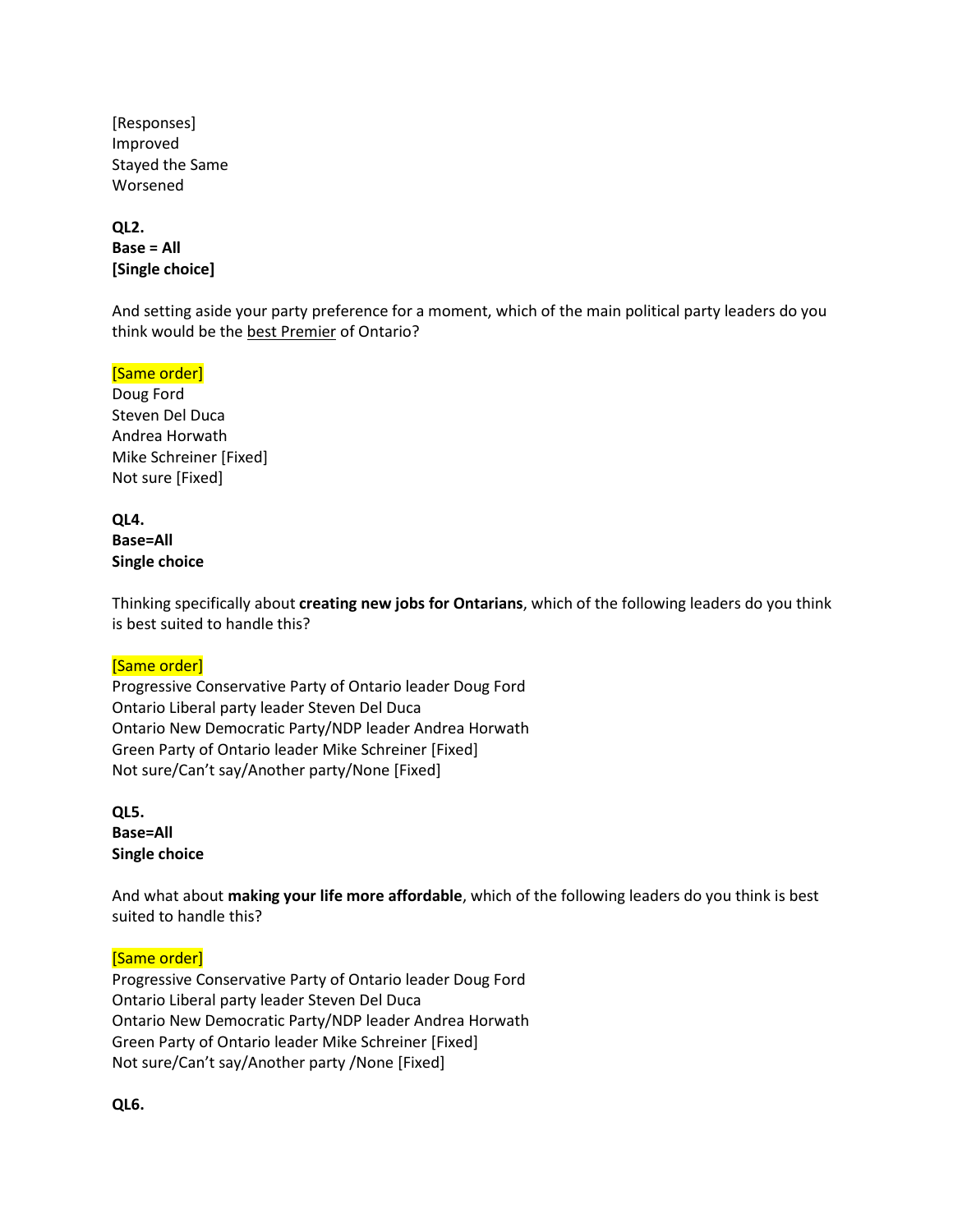[Responses]
Improved
Stayed the Same
Worsened

**QL2.**
**Base = All**
**[Single choice]**

And setting aside your party preference for a moment, which of the main political party leaders do you think would be the best Premier of Ontario?

[Same order]
Doug Ford
Steven Del Duca
Andrea Horwath
Mike Schreiner [Fixed]
Not sure [Fixed]

**QL4.**
**Base=All**
**Single choice**

Thinking specifically about **creating new jobs for Ontarians**, which of the following leaders do you think is best suited to handle this?

[Same order]
Progressive Conservative Party of Ontario leader Doug Ford
Ontario Liberal party leader Steven Del Duca
Ontario New Democratic Party/NDP leader Andrea Horwath
Green Party of Ontario leader Mike Schreiner [Fixed]
Not sure/Can't say/Another party/None [Fixed]

**QL5.**
**Base=All**
**Single choice**

And what about **making your life more affordable**, which of the following leaders do you think is best suited to handle this?

[Same order]
Progressive Conservative Party of Ontario leader Doug Ford
Ontario Liberal party leader Steven Del Duca
Ontario New Democratic Party/NDP leader Andrea Horwath
Green Party of Ontario leader Mike Schreiner [Fixed]
Not sure/Can't say/Another party /None [Fixed]

**QL6.**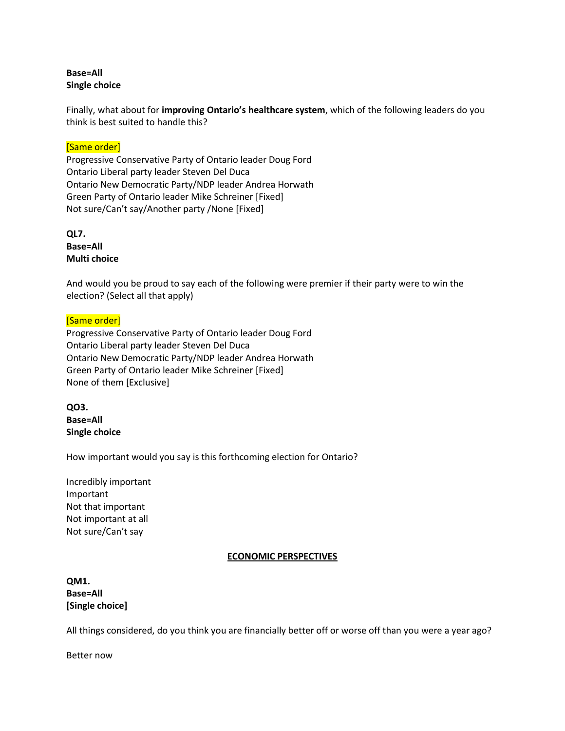**Base=All**
**Single choice**

Finally, what about for **improving Ontario's healthcare system**, which of the following leaders do you think is best suited to handle this?

[Same order]
Progressive Conservative Party of Ontario leader Doug Ford
Ontario Liberal party leader Steven Del Duca
Ontario New Democratic Party/NDP leader Andrea Horwath
Green Party of Ontario leader Mike Schreiner [Fixed]
Not sure/Can't say/Another party /None [Fixed]

**QL7.**
**Base=All**
**Multi choice**

And would you be proud to say each of the following were premier if their party were to win the election? (Select all that apply)

[Same order]
Progressive Conservative Party of Ontario leader Doug Ford
Ontario Liberal party leader Steven Del Duca
Ontario New Democratic Party/NDP leader Andrea Horwath
Green Party of Ontario leader Mike Schreiner [Fixed]
None of them [Exclusive]

**QO3.**
**Base=All**
**Single choice**

How important would you say is this forthcoming election for Ontario?

Incredibly important
Important
Not that important
Not important at all
Not sure/Can't say

## ECONOMIC PERSPECTIVES

**QM1.**
**Base=All**
**[Single choice]**

All things considered, do you think you are financially better off or worse off than you were a year ago?

Better now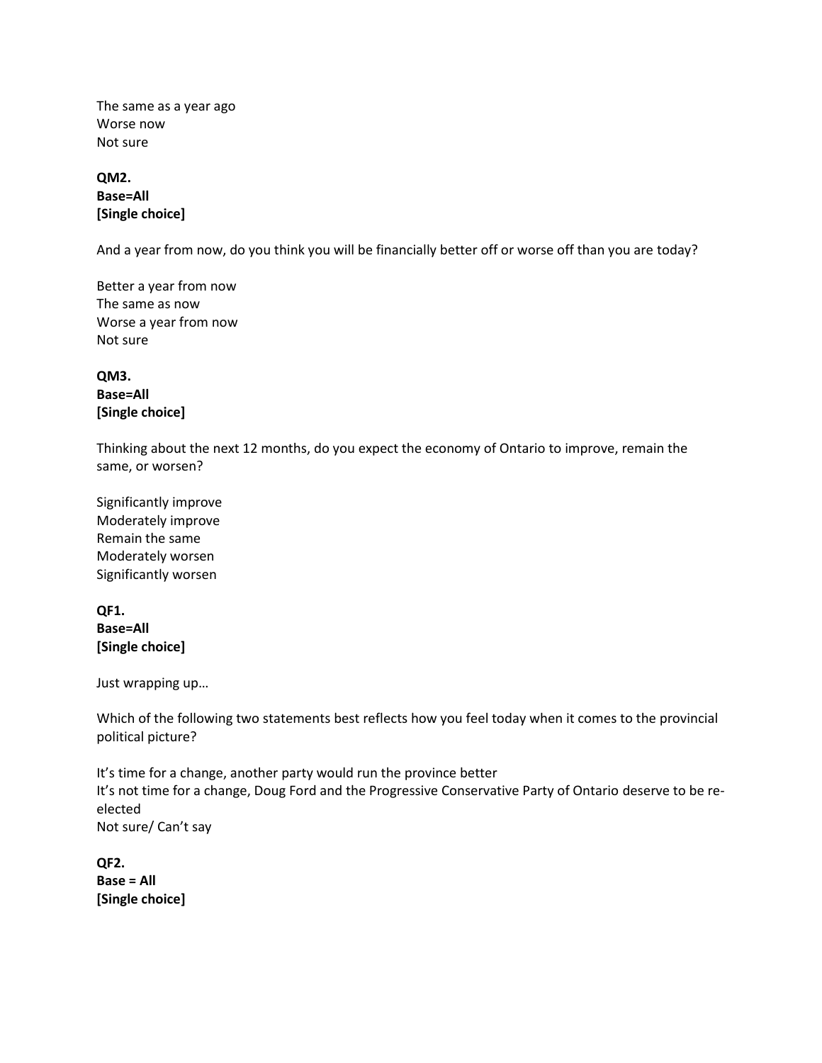The same as a year ago
Worse now
Not sure

**QM2.**
**Base=All**
**[Single choice]**

And a year from now, do you think you will be financially better off or worse off than you are today?

Better a year from now
The same as now
Worse a year from now
Not sure

**QM3.**
**Base=All**
**[Single choice]**

Thinking about the next 12 months, do you expect the economy of Ontario to improve, remain the same, or worsen?

Significantly improve
Moderately improve
Remain the same
Moderately worsen
Significantly worsen

**QF1.**
**Base=All**
**[Single choice]**

Just wrapping up…

Which of the following two statements best reflects how you feel today when it comes to the provincial political picture?

It's time for a change, another party would run the province better
It's not time for a change, Doug Ford and the Progressive Conservative Party of Ontario deserve to be re-elected
Not sure/ Can't say

**QF2.**
**Base = All**
**[Single choice]**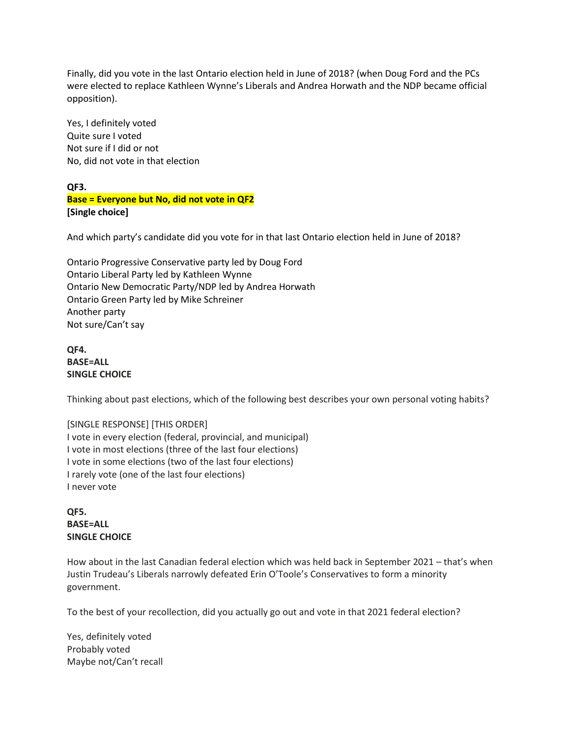Finally, did you vote in the last Ontario election held in June of 2018? (when Doug Ford and the PCs were elected to replace Kathleen Wynne's Liberals and Andrea Horwath and the NDP became official opposition).

Yes, I definitely voted
Quite sure I voted
Not sure if I did or not
No, did not vote in that election

**QF3.**
**Base = Everyone but No, did not vote in QF2**
**[Single choice]**

And which party's candidate did you vote for in that last Ontario election held in June of 2018?

Ontario Progressive Conservative party led by Doug Ford
Ontario Liberal Party led by Kathleen Wynne
Ontario New Democratic Party/NDP led by Andrea Horwath
Ontario Green Party led by Mike Schreiner
Another party
Not sure/Can't say

**QF4.**
**BASE=ALL**
**SINGLE CHOICE**

Thinking about past elections, which of the following best describes your own personal voting habits?

[SINGLE RESPONSE] [THIS ORDER]
I vote in every election (federal, provincial, and municipal)
I vote in most elections (three of the last four elections)
I vote in some elections (two of the last four elections)
I rarely vote (one of the last four elections)
I never vote

**QF5.**
**BASE=ALL**
**SINGLE CHOICE**

How about in the last Canadian federal election which was held back in September 2021 – that's when Justin Trudeau's Liberals narrowly defeated Erin O'Toole's Conservatives to form a minority government.

To the best of your recollection, did you actually go out and vote in that 2021 federal election?

Yes, definitely voted
Probably voted
Maybe not/Can't recall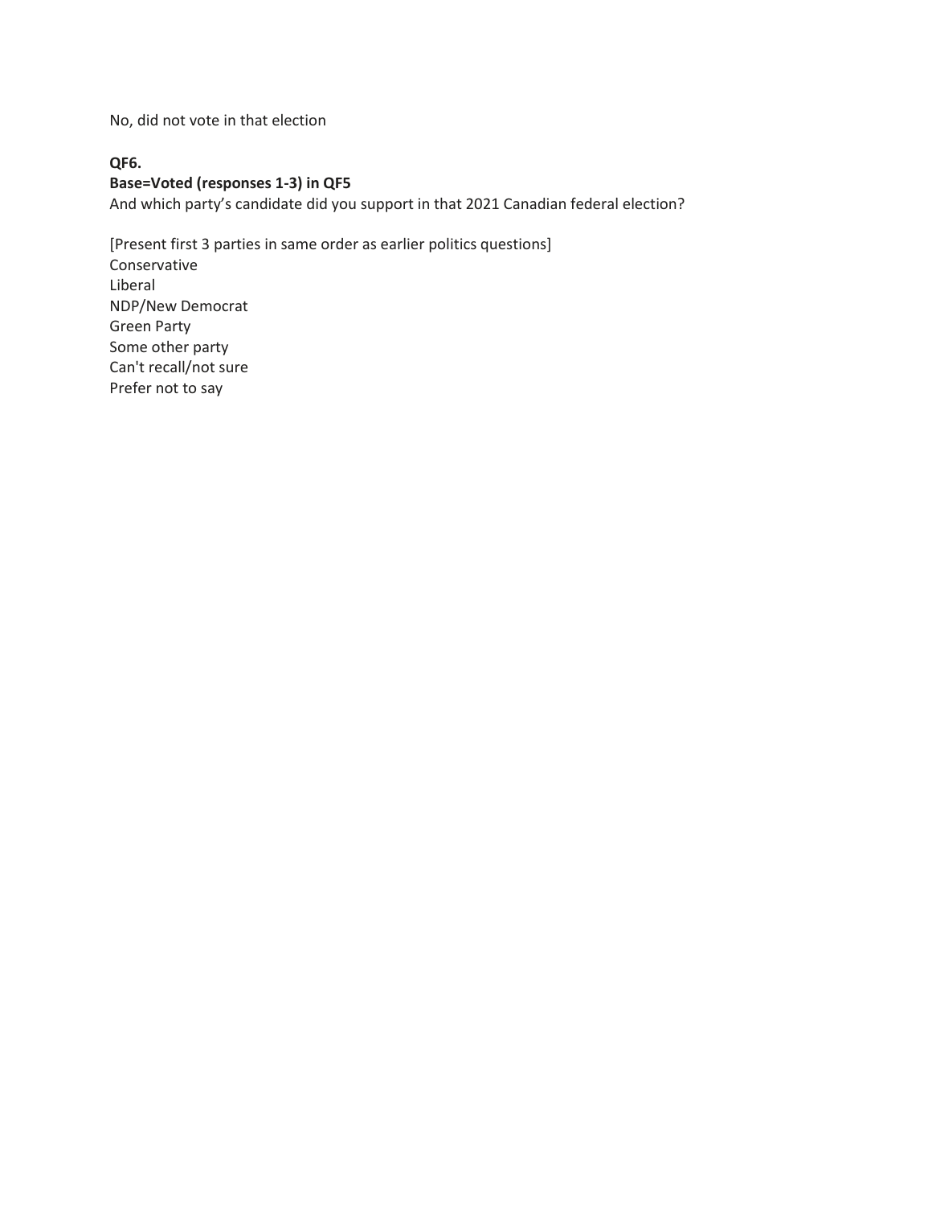No, did not vote in that election

**QF6.**
**Base=Voted (responses 1-3) in QF5**
And which party's candidate did you support in that 2021 Canadian federal election?

[Present first 3 parties in same order as earlier politics questions]
Conservative
Liberal
NDP/New Democrat
Green Party
Some other party
Can't recall/not sure
Prefer not to say